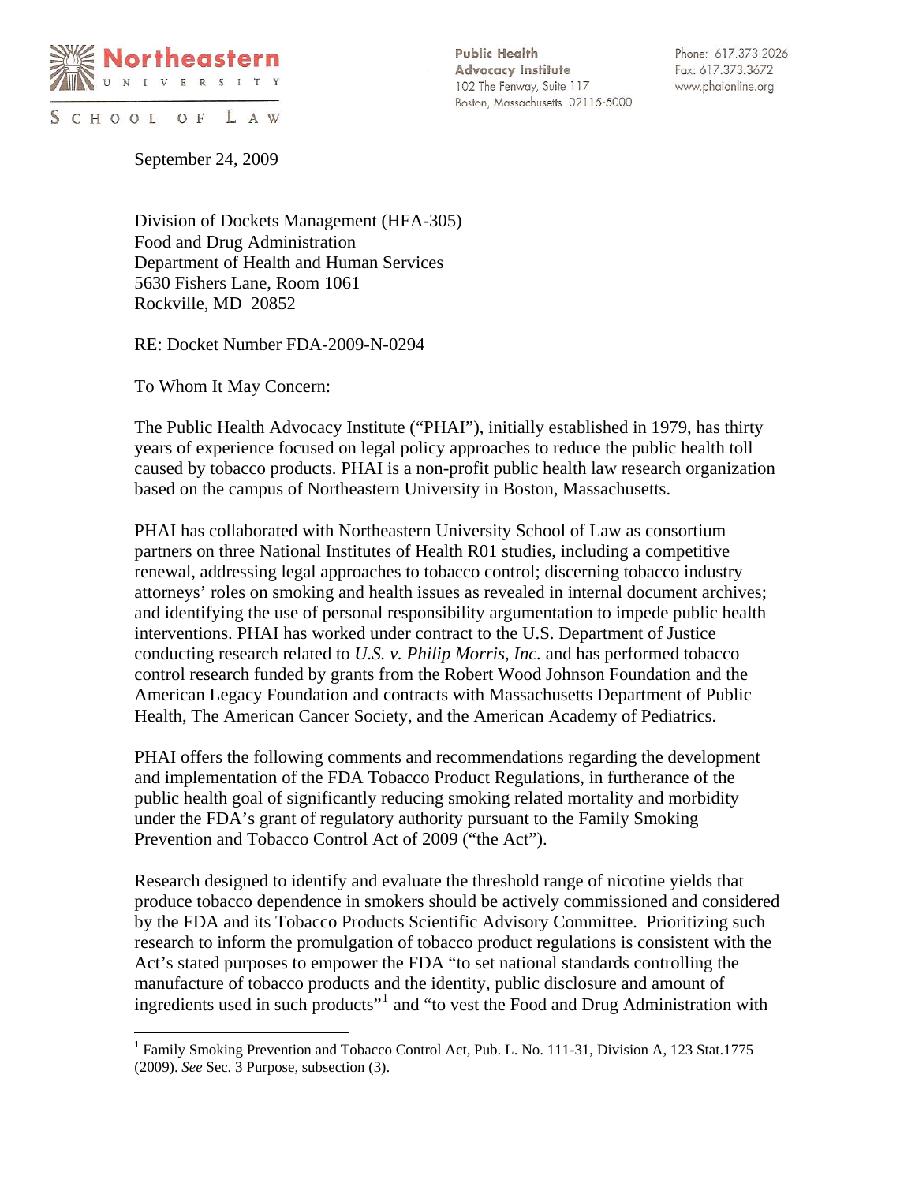**Northeastern University**
**School of Law**

**Public Health Advocacy Institute**
102 The Fenway, Suite 117
Boston, Massachusetts 02115-5000

Phone: 617.373.2026
Fax: 617.373.3672
www.phaionline.org

September 24, 2009

Division of Dockets Management (HFA-305)
Food and Drug Administration
Department of Health and Human Services
5630 Fishers Lane, Room 1061
Rockville, MD 20852

RE: Docket Number FDA-2009-N-0294

To Whom It May Concern:

The Public Health Advocacy Institute ("PHAI"), initially established in 1979, has thirty years of experience focused on legal policy approaches to reduce the public health toll caused by tobacco products. PHAI is a non-profit public health law research organization based on the campus of Northeastern University in Boston, Massachusetts.

PHAI has collaborated with Northeastern University School of Law as consortium partners on three National Institutes of Health R01 studies, including a competitive renewal, addressing legal approaches to tobacco control; discerning tobacco industry attorneys' roles on smoking and health issues as revealed in internal document archives; and identifying the use of personal responsibility argumentation to impede public health interventions. PHAI has worked under contract to the U.S. Department of Justice conducting research related to *U.S. v. Philip Morris, Inc.* and has performed tobacco control research funded by grants from the Robert Wood Johnson Foundation and the American Legacy Foundation and contracts with Massachusetts Department of Public Health, The American Cancer Society, and the American Academy of Pediatrics.

PHAI offers the following comments and recommendations regarding the development and implementation of the FDA Tobacco Product Regulations, in furtherance of the public health goal of significantly reducing smoking related mortality and morbidity under the FDA's grant of regulatory authority pursuant to the Family Smoking Prevention and Tobacco Control Act of 2009 ("the Act").

Research designed to identify and evaluate the threshold range of nicotine yields that produce tobacco dependence in smokers should be actively commissioned and considered by the FDA and its Tobacco Products Scientific Advisory Committee. Prioritizing such research to inform the promulgation of tobacco product regulations is consistent with the Act's stated purposes to empower the FDA "to set national standards controlling the manufacture of tobacco products and the identity, public disclosure and amount of ingredients used in such products"[1] and "to vest the Food and Drug Administration with

---

[1] Family Smoking Prevention and Tobacco Control Act, Pub. L. No. 111-31, Division A, 123 Stat.1775 (2009). *See* Sec. 3 Purpose, subsection (3).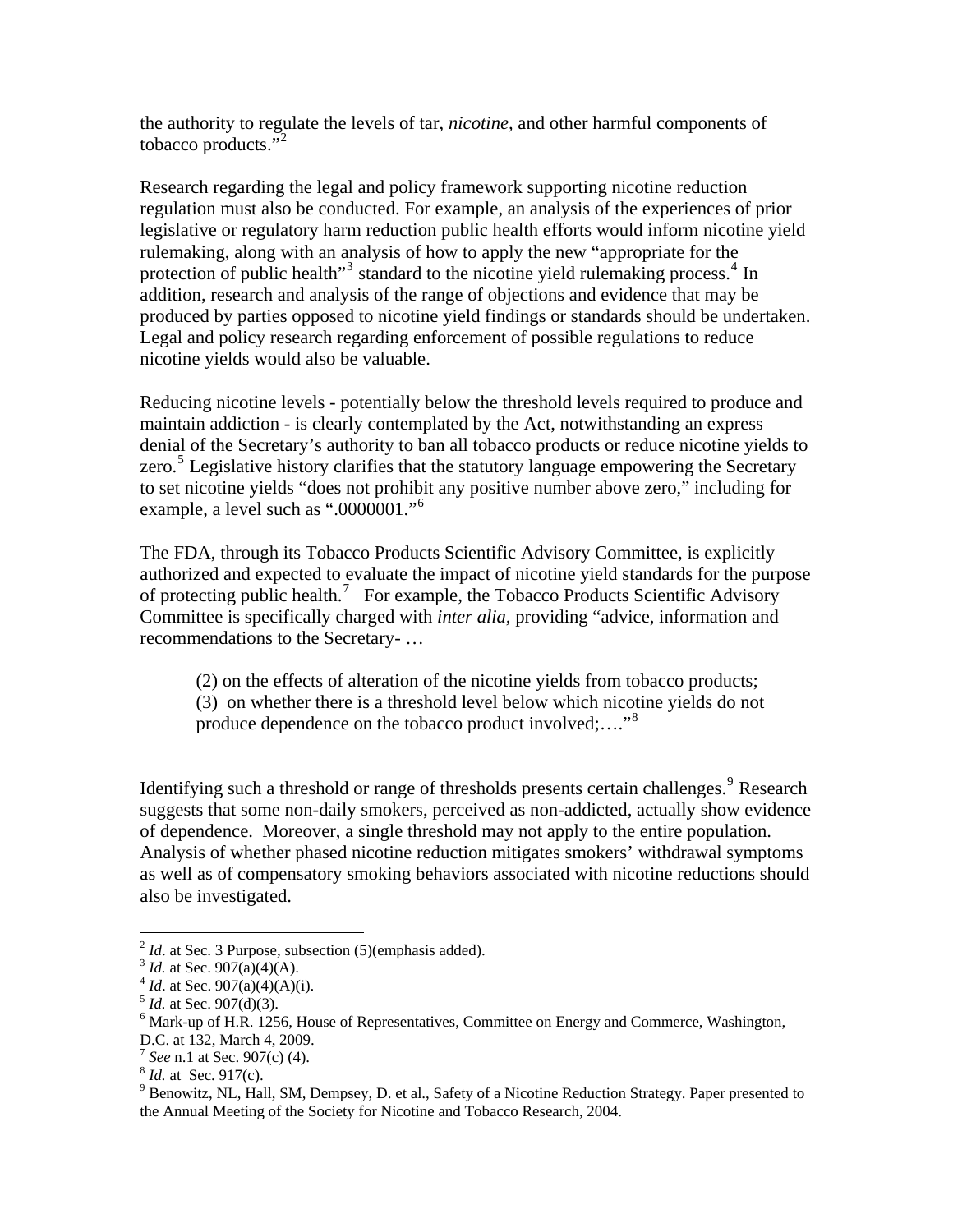the authority to regulate the levels of tar, *nicotine*, and other harmful components of tobacco products."[2]

Research regarding the legal and policy framework supporting nicotine reduction regulation must also be conducted. For example, an analysis of the experiences of prior legislative or regulatory harm reduction public health efforts would inform nicotine yield rulemaking, along with an analysis of how to apply the new "appropriate for the protection of public health"[3] standard to the nicotine yield rulemaking process.[4] In addition, research and analysis of the range of objections and evidence that may be produced by parties opposed to nicotine yield findings or standards should be undertaken. Legal and policy research regarding enforcement of possible regulations to reduce nicotine yields would also be valuable.

Reducing nicotine levels - potentially below the threshold levels required to produce and maintain addiction - is clearly contemplated by the Act, notwithstanding an express denial of the Secretary's authority to ban all tobacco products or reduce nicotine yields to zero.[5] Legislative history clarifies that the statutory language empowering the Secretary to set nicotine yields "does not prohibit any positive number above zero," including for example, a level such as ".0000001."[6]

The FDA, through its Tobacco Products Scientific Advisory Committee, is explicitly authorized and expected to evaluate the impact of nicotine yield standards for the purpose of protecting public health.[7] For example, the Tobacco Products Scientific Advisory Committee is specifically charged with *inter alia,* providing "advice, information and recommendations to the Secretary- …

> (2) on the effects of alteration of the nicotine yields from tobacco products;
> (3) on whether there is a threshold level below which nicotine yields do not produce dependence on the tobacco product involved;…."[8]

Identifying such a threshold or range of thresholds presents certain challenges.[9] Research suggests that some non-daily smokers, perceived as non-addicted, actually show evidence of dependence. Moreover, a single threshold may not apply to the entire population. Analysis of whether phased nicotine reduction mitigates smokers' withdrawal symptoms as well as of compensatory smoking behaviors associated with nicotine reductions should also be investigated.

---

[2] *Id.* at Sec. 3 Purpose, subsection (5)(emphasis added).
[3] *Id.* at Sec. 907(a)(4)(A).
[4] *Id.* at Sec. 907(a)(4)(A)(i).
[5] *Id.* at Sec. 907(d)(3).
[6] Mark-up of H.R. 1256, House of Representatives, Committee on Energy and Commerce, Washington, D.C. at 132, March 4, 2009.
[7] *See* n.1 at Sec. 907(c) (4).
[8] *Id.* at Sec. 917(c).
[9] Benowitz, NL, Hall, SM, Dempsey, D. et al., Safety of a Nicotine Reduction Strategy. Paper presented to the Annual Meeting of the Society for Nicotine and Tobacco Research, 2004.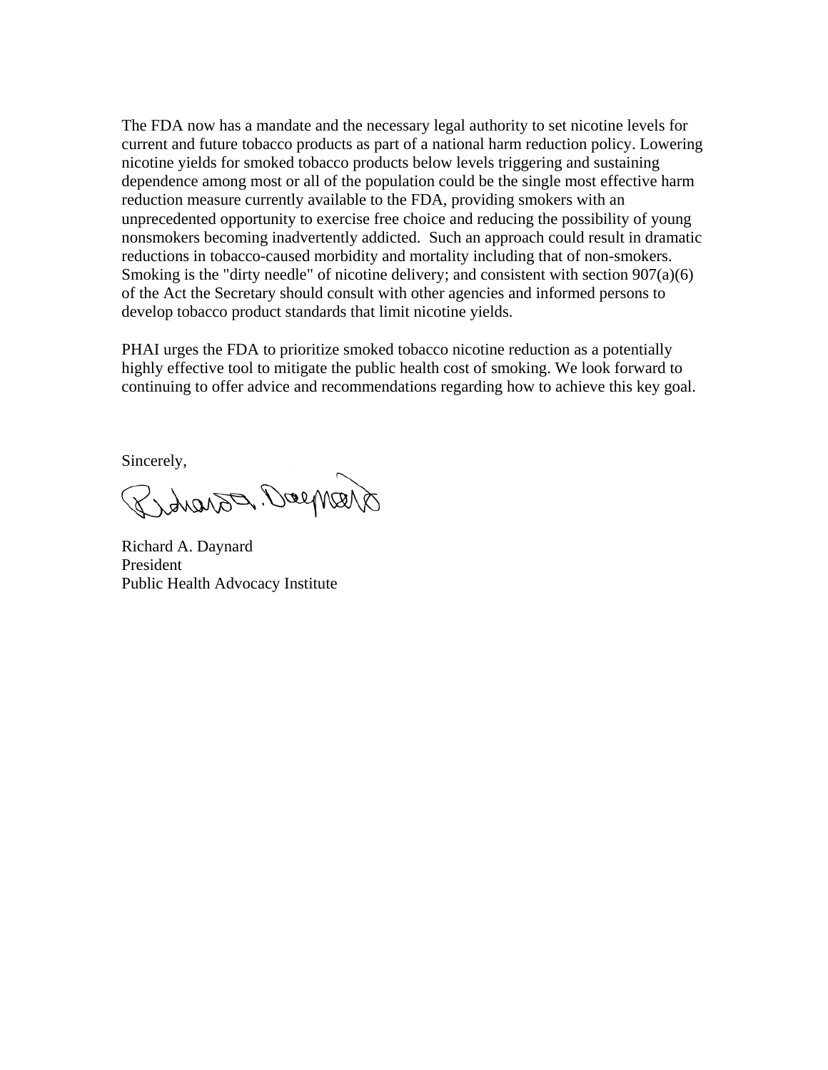The FDA now has a mandate and the necessary legal authority to set nicotine levels for current and future tobacco products as part of a national harm reduction policy. Lowering nicotine yields for smoked tobacco products below levels triggering and sustaining dependence among most or all of the population could be the single most effective harm reduction measure currently available to the FDA, providing smokers with an unprecedented opportunity to exercise free choice and reducing the possibility of young nonsmokers becoming inadvertently addicted. Such an approach could result in dramatic reductions in tobacco-caused morbidity and mortality including that of non-smokers. Smoking is the "dirty needle" of nicotine delivery; and consistent with section 907(a)(6) of the Act the Secretary should consult with other agencies and informed persons to develop tobacco product standards that limit nicotine yields.

PHAI urges the FDA to prioritize smoked tobacco nicotine reduction as a potentially highly effective tool to mitigate the public health cost of smoking. We look forward to continuing to offer advice and recommendations regarding how to achieve this key goal.

Sincerely,

Richard A. Daynard
President
Public Health Advocacy Institute